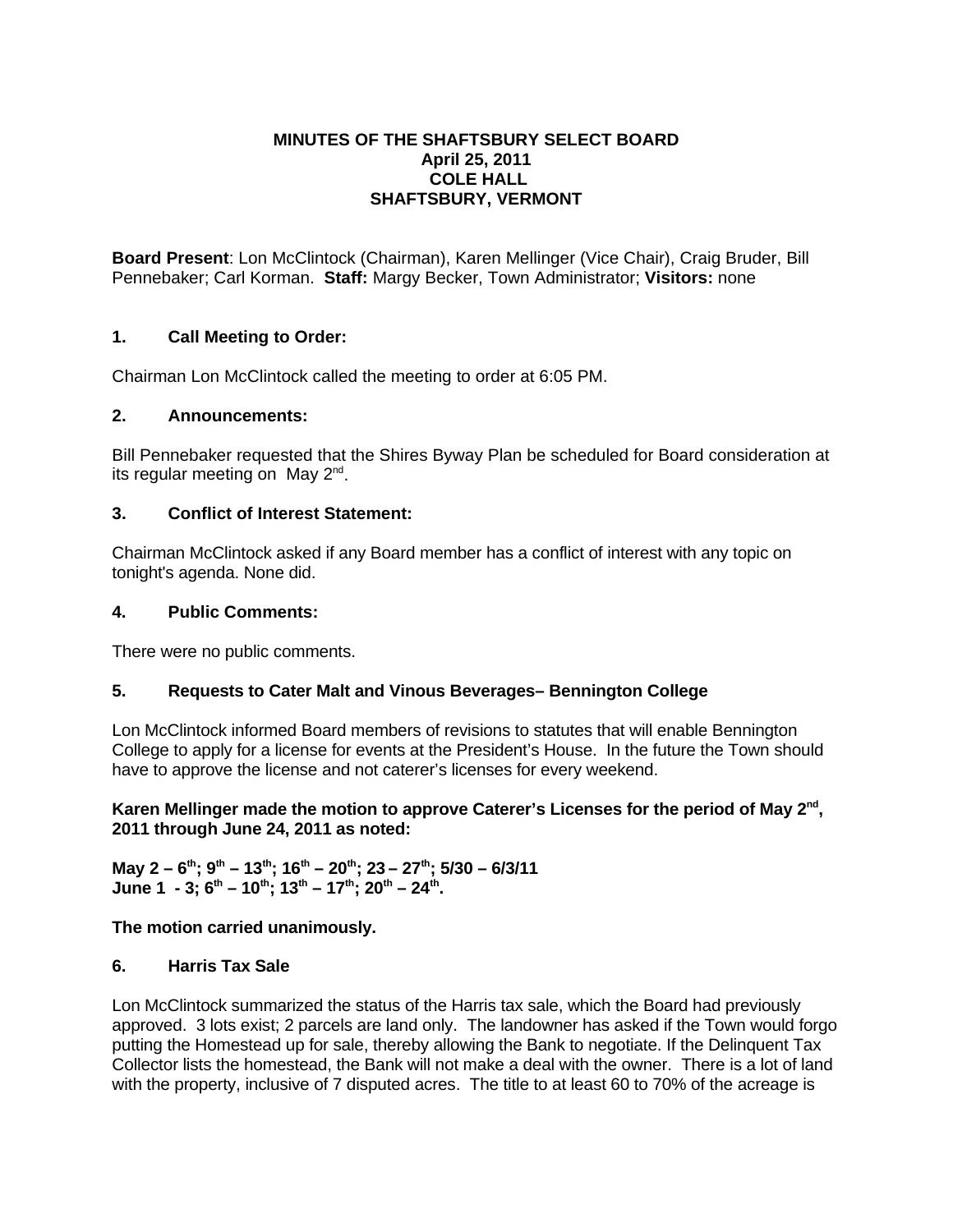**MINUTES OF THE SHAFTSBURY SELECT BOARD**
**April 25, 2011**
**COLE HALL**
**SHAFTSBURY, VERMONT**

**Board Present**: Lon McClintock (Chairman), Karen Mellinger (Vice Chair), Craig Bruder, Bill Pennebaker; Carl Korman. **Staff:** Margy Becker, Town Administrator; **Visitors:** none

## 1. Call Meeting to Order:

Chairman Lon McClintock called the meeting to order at 6:05 PM.

## 2. Announcements:

Bill Pennebaker requested that the Shires Byway Plan be scheduled for Board consideration at its regular meeting on May 2nd.

## 3. Conflict of Interest Statement:

Chairman McClintock asked if any Board member has a conflict of interest with any topic on tonight's agenda. None did.

## 4. Public Comments:

There were no public comments.

## 5. Requests to Cater Malt and Vinous Beverages– Bennington College

Lon McClintock informed Board members of revisions to statutes that will enable Bennington College to apply for a license for events at the President's House. In the future the Town should have to approve the license and not caterer's licenses for every weekend.

**Karen Mellinger made the motion to approve Caterer's Licenses for the period of May 2nd, 2011 through June 24, 2011 as noted:**

**May 2 – 6th; 9th – 13th; 16th – 20th; 23 – 27th; 5/30 – 6/3/11**
**June 1 - 3; 6th – 10th; 13th – 17th; 20th – 24th.**

**The motion carried unanimously.**

## 6. Harris Tax Sale

Lon McClintock summarized the status of the Harris tax sale, which the Board had previously approved. 3 lots exist; 2 parcels are land only. The landowner has asked if the Town would forgo putting the Homestead up for sale, thereby allowing the Bank to negotiate. If the Delinquent Tax Collector lists the homestead, the Bank will not make a deal with the owner. There is a lot of land with the property, inclusive of 7 disputed acres. The title to at least 60 to 70% of the acreage is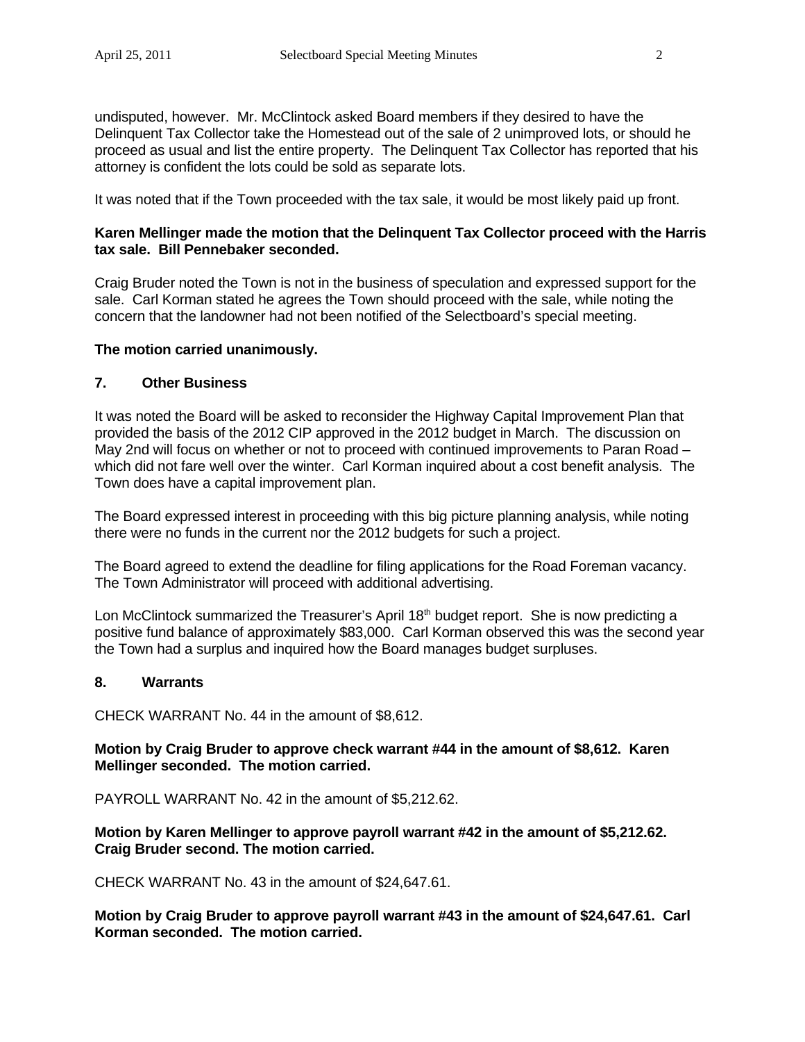undisputed, however. Mr. McClintock asked Board members if they desired to have the Delinquent Tax Collector take the Homestead out of the sale of 2 unimproved lots, or should he proceed as usual and list the entire property. The Delinquent Tax Collector has reported that his attorney is confident the lots could be sold as separate lots.

It was noted that if the Town proceeded with the tax sale, it would be most likely paid up front.

**Karen Mellinger made the motion that the Delinquent Tax Collector proceed with the Harris tax sale. Bill Pennebaker seconded.**

Craig Bruder noted the Town is not in the business of speculation and expressed support for the sale. Carl Korman stated he agrees the Town should proceed with the sale, while noting the concern that the landowner had not been notified of the Selectboard's special meeting.

**The motion carried unanimously.**

## 7. Other Business

It was noted the Board will be asked to reconsider the Highway Capital Improvement Plan that provided the basis of the 2012 CIP approved in the 2012 budget in March. The discussion on May 2nd will focus on whether or not to proceed with continued improvements to Paran Road – which did not fare well over the winter. Carl Korman inquired about a cost benefit analysis. The Town does have a capital improvement plan.

The Board expressed interest in proceeding with this big picture planning analysis, while noting there were no funds in the current nor the 2012 budgets for such a project.

The Board agreed to extend the deadline for filing applications for the Road Foreman vacancy. The Town Administrator will proceed with additional advertising.

Lon McClintock summarized the Treasurer's April 18th budget report. She is now predicting a positive fund balance of approximately $83,000. Carl Korman observed this was the second year the Town had a surplus and inquired how the Board manages budget surpluses.

## 8. Warrants

CHECK WARRANT No. 44 in the amount of $8,612.

**Motion by Craig Bruder to approve check warrant #44 in the amount of $8,612. Karen Mellinger seconded. The motion carried.**

PAYROLL WARRANT No. 42 in the amount of $5,212.62.

**Motion by Karen Mellinger to approve payroll warrant #42 in the amount of $5,212.62. Craig Bruder second. The motion carried.**

CHECK WARRANT No. 43 in the amount of $24,647.61.

**Motion by Craig Bruder to approve payroll warrant #43 in the amount of $24,647.61. Carl Korman seconded. The motion carried.**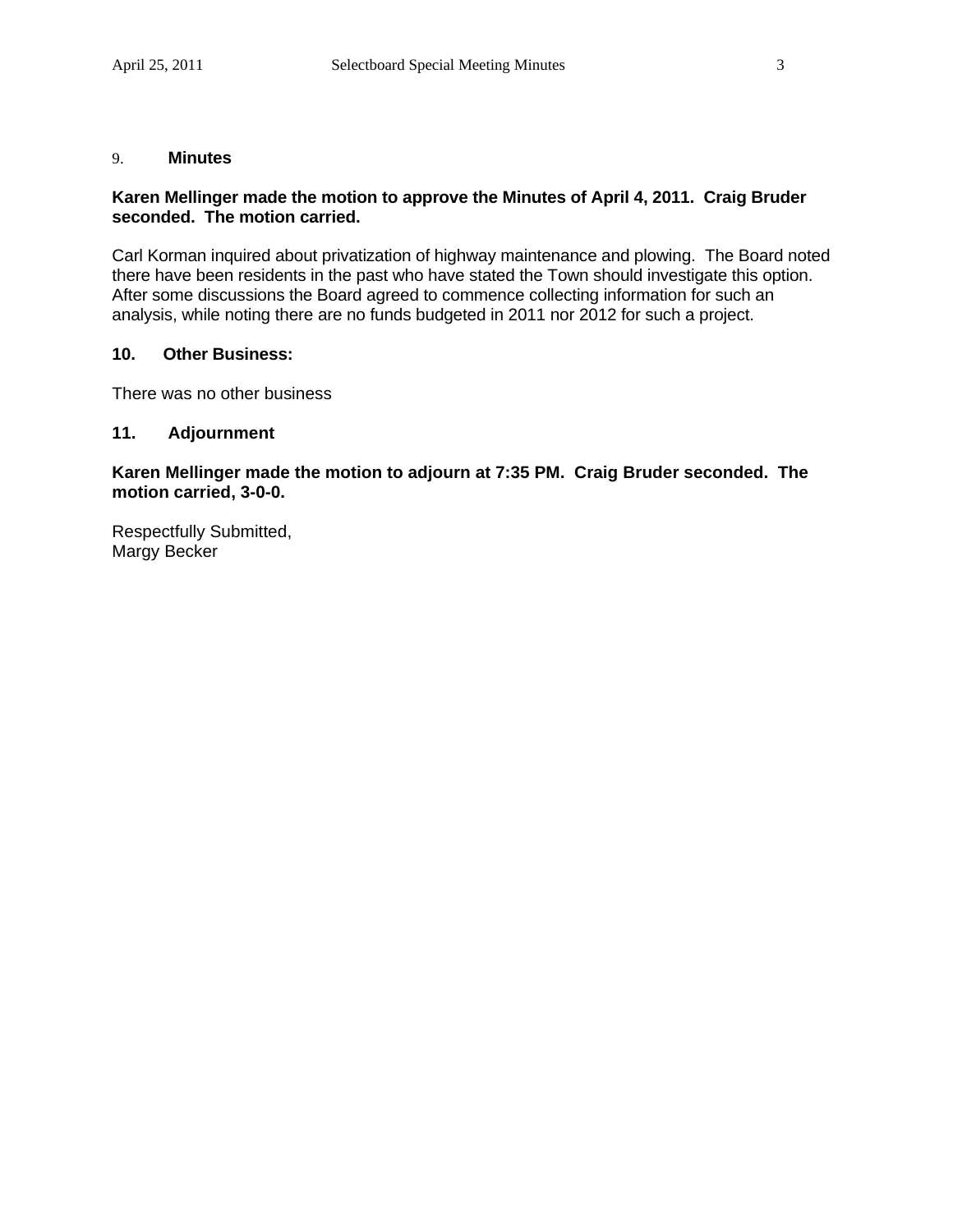## 9. Minutes

**Karen Mellinger made the motion to approve the Minutes of April 4, 2011. Craig Bruder seconded. The motion carried.**

Carl Korman inquired about privatization of highway maintenance and plowing. The Board noted there have been residents in the past who have stated the Town should investigate this option. After some discussions the Board agreed to commence collecting information for such an analysis, while noting there are no funds budgeted in 2011 nor 2012 for such a project.

## 10. Other Business:

There was no other business

## 11. Adjournment

**Karen Mellinger made the motion to adjourn at 7:35 PM. Craig Bruder seconded. The motion carried, 3-0-0.**

Respectfully Submitted,
Margy Becker